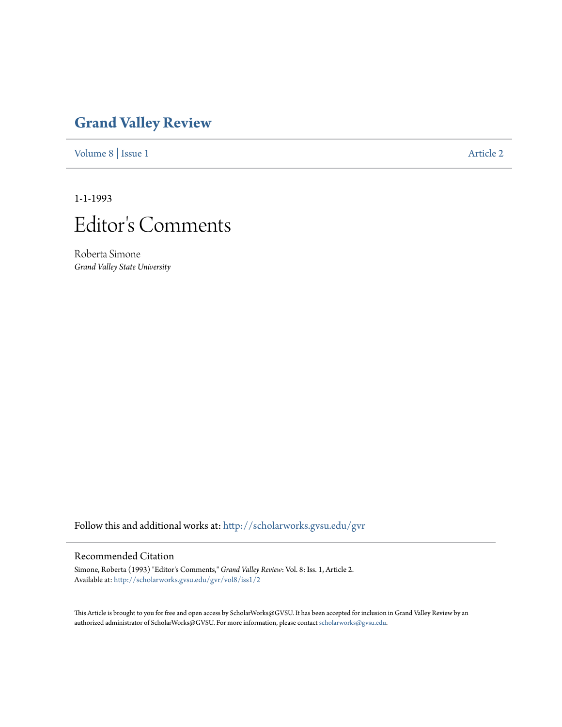# Grand Valley Review

Volume 8 | Issue 1 Article 2

1-1-1993

## Editor's Comments

Roberta Simone
*Grand Valley State University*

Follow this and additional works at: http://scholarworks.gvsu.edu/gvr

### Recommended Citation

Simone, Roberta (1993) "Editor's Comments," *Grand Valley Review*: Vol. 8: Iss. 1, Article 2.
Available at: http://scholarworks.gvsu.edu/gvr/vol8/iss1/2

This Article is brought to you for free and open access by ScholarWorks@GVSU. It has been accepted for inclusion in Grand Valley Review by an authorized administrator of ScholarWorks@GVSU. For more information, please contact scholarworks@gvsu.edu.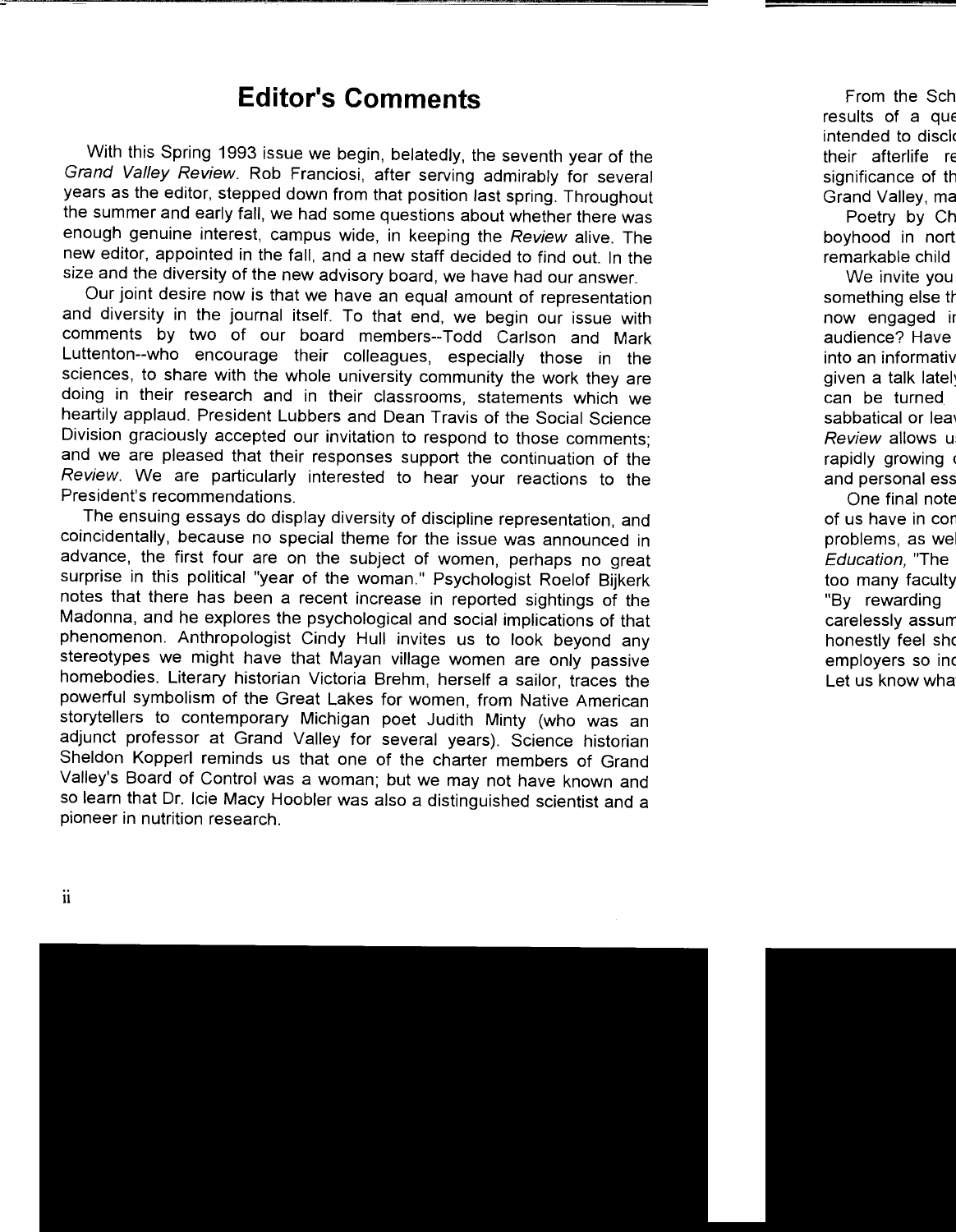# Editor's Comments

With this Spring 1993 issue we begin, belatedly, the seventh year of the *Grand Valley Review*. Rob Franciosi, after serving admirably for several years as the editor, stepped down from that position last spring. Throughout the summer and early fall, we had some questions about whether there was enough genuine interest, campus wide, in keeping the *Review* alive. The new editor, appointed in the fall, and a new staff decided to find out. In the size and the diversity of the new advisory board, we have had our answer.

Our joint desire now is that we have an equal amount of representation and diversity in the journal itself. To that end, we begin our issue with comments by two of our board members--Todd Carlson and Mark Luttenton--who encourage their colleagues, especially those in the sciences, to share with the whole university community the work they are doing in their research and in their classrooms, statements which we heartily applaud. President Lubbers and Dean Travis of the Social Science Division graciously accepted our invitation to respond to those comments; and we are pleased that their responses support the continuation of the *Review*. We are particularly interested to hear your reactions to the President's recommendations.

The ensuing essays do display diversity of discipline representation, and coincidentally, because no special theme for the issue was announced in advance, the first four are on the subject of women, perhaps no great surprise in this political "year of the woman." Psychologist Roelof Bijkerk notes that there has been a recent increase in reported sightings of the Madonna, and he explores the psychological and social implications of that phenomenon. Anthropologist Cindy Hull invites us to look beyond any stereotypes we might have that Mayan village women are only passive homebodies. Literary historian Victoria Brehm, herself a sailor, traces the powerful symbolism of the Great Lakes for women, from Native American storytellers to contemporary Michigan poet Judith Minty (who was an adjunct professor at Grand Valley for several years). Science historian Sheldon Kopperl reminds us that one of the charter members of Grand Valley's Board of Control was a woman; but we may not have known and so learn that Dr. Icie Macy Hoobler was also a distinguished scientist and a pioneer in nutrition research.

From the Sch
results of a que
intended to discl
their afterlife re
significance of th
Grand Valley, ma

Poetry by Ch
boyhood in nort
remarkable child

We invite you
something else th
now engaged i
audience? Have
into an informativ
given a talk latel
can be turned
sabbatical or lea
*Review* allows u
rapidly growing
and personal ess

One final note
of us have in co
problems, as we
*Education,* "The
too many faculty
"By rewarding
carelessly assum
honestly feel sh
employers so in
Let us know wha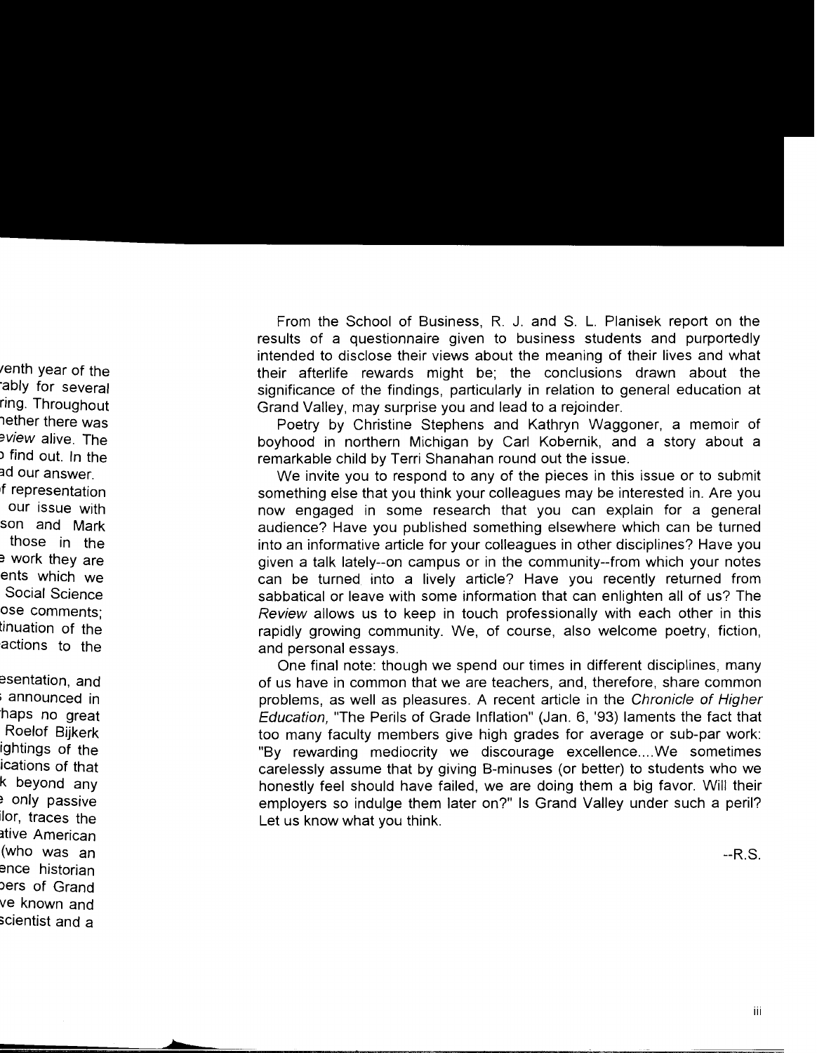From the School of Business, R. J. and S. L. Planisek report on the results of a questionnaire given to business students and purportedly intended to disclose their views about the meaning of their lives and what their afterlife rewards might be; the conclusions drawn about the significance of the findings, particularly in relation to general education at Grand Valley, may surprise you and lead to a rejoinder.

Poetry by Christine Stephens and Kathryn Waggoner, a memoir of boyhood in northern Michigan by Carl Kobernik, and a story about a remarkable child by Terri Shanahan round out the issue.

We invite you to respond to any of the pieces in this issue or to submit something else that you think your colleagues may be interested in. Are you now engaged in some research that you can explain for a general audience? Have you published something elsewhere which can be turned into an informative article for your colleagues in other disciplines? Have you given a talk lately--on campus or in the community--from which your notes can be turned into a lively article? Have you recently returned from sabbatical or leave with some information that can enlighten all of us? The *Review* allows us to keep in touch professionally with each other in this rapidly growing community. We, of course, also welcome poetry, fiction, and personal essays.

One final note: though we spend our times in different disciplines, many of us have in common that we are teachers, and, therefore, share common problems, as well as pleasures. A recent article in the *Chronicle of Higher Education,* "The Perils of Grade Inflation" (Jan. 6, '93) laments the fact that too many faculty members give high grades for average or sub-par work: "By rewarding mediocrity we discourage excellence....We sometimes carelessly assume that by giving B-minuses (or better) to students who we honestly feel should have failed, we are doing them a big favor. Will their employers so indulge them later on?" Is Grand Valley under such a peril? Let us know what you think.

--R.S.